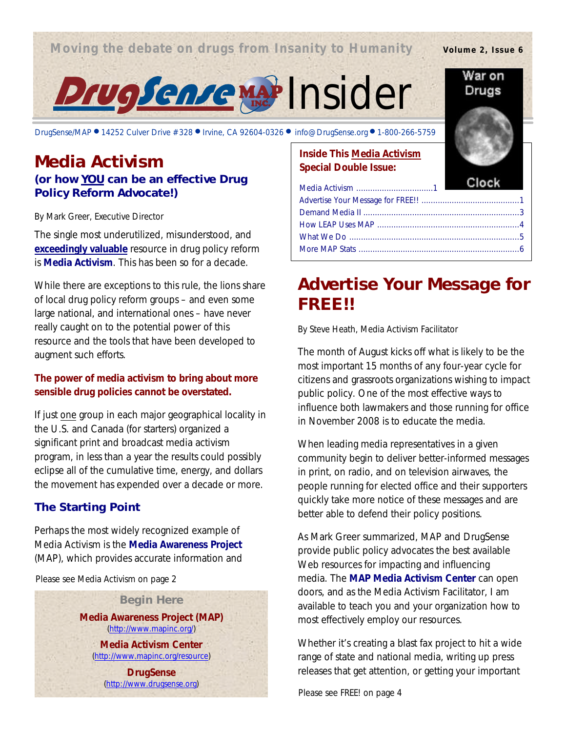Moving the debate on drugs from Insanity to Humanity

Volume 2, Issue 6

# DrugSense MAP Insider

DrugSense/MAP • 14252 Culver Drive #328 • Irvine, CA 92604-0326 • info@DrugSense.org • 1-800-266-5759

War on Drugs Clock

## Media Activism

### (or how YOU can be an effective Drug Policy Reform Advocate!)

By Mark Greer, Executive Director

The single most underutilized, misunderstood, and **exceedingly valuable** resource in drug policy reform is **Media Activism**. This has been so for a decade.

While there are exceptions to this rule, the lions share of local drug policy reform groups – and even some large national, and international ones – have never really caught on to the potential power of this resource and the tools that have been developed to augment such efforts.

**The power of media activism to bring about more sensible drug policies cannot be overstated.**

If just one group in each major geographical locality in the U.S. and Canada (for starters) organized a significant print and broadcast media activism program, in less than a year the results could possibly eclipse all of the cumulative time, energy, and dollars the movement has expended over a decade or more.

### The Starting Point

Perhaps the most widely recognized example of Media Activism is the **Media Awareness Project** (MAP), which provides accurate information and

Please see Media Activism on page 2

**Begin Here**

**Media Awareness Project (MAP)**
(http://www.mapinc.org/)

**Media Activism Center**
(http://www.mapinc.org/resource)

**DrugSense**
(http://www.drugsense.org)

**Inside This Media Activism Special Double Issue:**

- Media Activism ....1
- Advertise Your Message for FREE!! ....1
- Demand Media II ....3
- How LEAP Uses MAP ....4
- What We Do ....5
- More MAP Stats ....6

## Advertise Your Message for FREE!!

By Steve Heath, Media Activism Facilitator

The month of August kicks off what is likely to be the most important 15 months of any four-year cycle for citizens and grassroots organizations wishing to impact public policy. One of the most effective ways to influence both lawmakers and those running for office in November 2008 is to educate the media.

When leading media representatives in a given community begin to deliver better-informed messages in print, on radio, and on television airwaves, the people running for elected office and their supporters quickly take more notice of these messages and are better able to defend their policy positions.

As Mark Greer summarized, MAP and DrugSense provide public policy advocates the best available Web resources for impacting and influencing media. The **MAP Media Activism Center** can open doors, and as the Media Activism Facilitator, I am available to teach you and your organization how to most effectively employ our resources.

Whether it's creating a blast fax project to hit a wide range of state and national media, writing up press releases that get attention, or getting your important

Please see FREE! on page 4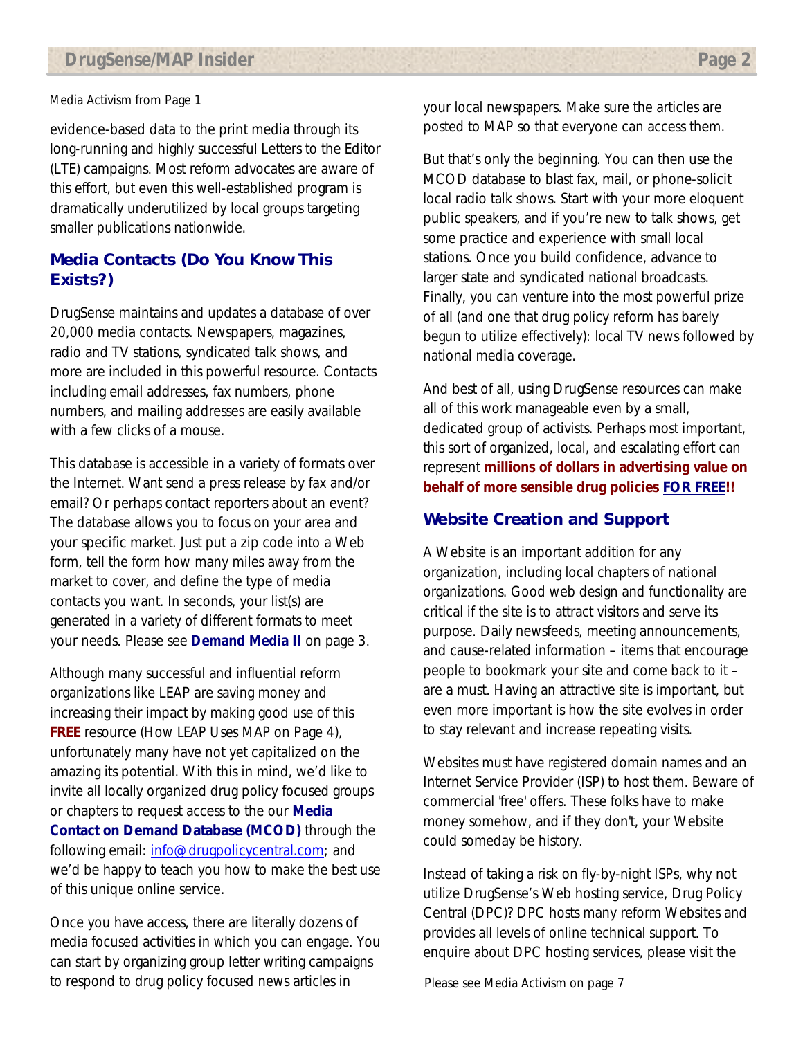Media Activism from Page 1

evidence-based data to the print media through its long-running and highly successful Letters to the Editor (LTE) campaigns. Most reform advocates are aware of this effort, but even this well-established program is dramatically underutilized by local groups targeting smaller publications nationwide.

## Media Contacts (Do You Know This Exists?)

DrugSense maintains and updates a database of over 20,000 media contacts. Newspapers, magazines, radio and TV stations, syndicated talk shows, and more are included in this powerful resource. Contacts including email addresses, fax numbers, phone numbers, and mailing addresses are easily available with a few clicks of a mouse.

This database is accessible in a variety of formats over the Internet. Want send a press release by fax and/or email? Or perhaps contact reporters about an event? The database allows you to focus on your area and your specific market. Just put a zip code into a Web form, tell the form how many miles away from the market to cover, and define the type of media contacts you want. In seconds, your list(s) are generated in a variety of different formats to meet your needs. Please see **Demand Media II** on page 3.

Although many successful and influential reform organizations like LEAP are saving money and increasing their impact by making good use of this **FREE** resource (How LEAP Uses MAP on Page 4), unfortunately many have not yet capitalized on the amazing its potential. With this in mind, we'd like to invite all locally organized drug policy focused groups or chapters to request access to the our **Media Contact on Demand Database (MCOD)** through the following email: info@drugpolicycentral.com; and we'd be happy to teach you how to make the best use of this unique online service.

Once you have access, there are literally dozens of media focused activities in which you can engage. You can start by organizing group letter writing campaigns to respond to drug policy focused news articles in your local newspapers. Make sure the articles are posted to MAP so that everyone can access them.

But that's only the beginning. You can then use the MCOD database to blast fax, mail, or phone-solicit local radio talk shows. Start with your more eloquent public speakers, and if you're new to talk shows, get some practice and experience with small local stations. Once you build confidence, advance to larger state and syndicated national broadcasts. Finally, you can venture into the most powerful prize of all (and one that drug policy reform has barely begun to utilize effectively): local TV news followed by national media coverage.

And best of all, using DrugSense resources can make all of this work manageable even by a small, dedicated group of activists. Perhaps most important, this sort of organized, local, and escalating effort can represent **millions of dollars in advertising value on behalf of more sensible drug policies FOR FREE!!**

## Website Creation and Support

A Website is an important addition for any organization, including local chapters of national organizations. Good web design and functionality are critical if the site is to attract visitors and serve its purpose. Daily newsfeeds, meeting announcements, and cause-related information – items that encourage people to bookmark your site and come back to it – are a must. Having an attractive site is important, but even more important is how the site evolves in order to stay relevant and increase repeating visits.

Websites must have registered domain names and an Internet Service Provider (ISP) to host them. Beware of commercial 'free' offers. These folks have to make money somehow, and if they don't, your Website could someday be history.

Instead of taking a risk on fly-by-night ISPs, why not utilize DrugSense's Web hosting service, Drug Policy Central (DPC)? DPC hosts many reform Websites and provides all levels of online technical support. To enquire about DPC hosting services, please visit the

Please see Media Activism on page 7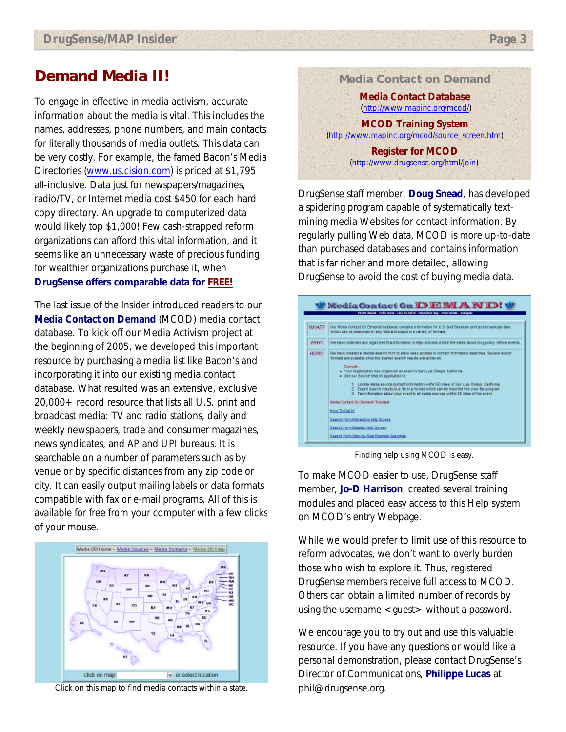## Demand Media II!

To engage in effective in media activism, accurate information about the media is vital. This includes the names, addresses, phone numbers, and main contacts for literally thousands of media outlets. This data can be very costly. For example, the famed Bacon's Media Directories (www.us.cision.com) is priced at $1,795 all-inclusive. Data just for newspapers/magazines, radio/TV, or Internet media cost $450 for each hard copy directory. An upgrade to computerized data would likely top $1,000! Few cash-strapped reform organizations can afford this vital information, and it seems like an unnecessary waste of precious funding for wealthier organizations purchase it, when **DrugSense offers comparable data for FREE!**

The last issue of the Insider introduced readers to our **Media Contact on Demand** (MCOD) media contact database. To kick off our Media Activism project at the beginning of 2005, we developed this important resource by purchasing a media list like Bacon's and incorporating it into our existing media contact database. What resulted was an extensive, exclusive 20,000+ record resource that lists all U.S. print and broadcast media: TV and radio stations, daily and weekly newspapers, trade and consumer magazines, news syndicates, and AP and UPI bureaus. It is searchable on a number of parameters such as by venue or by specific distances from any zip code or city. It can easily output mailing labels or data formats compatible with fax or e-mail programs. All of this is available for free from your computer with a few clicks of your mouse.

Click on this map to find media contacts within a state.

### Media Contact on Demand

**Media Contact Database**
(http://www.mapinc.org/mcod/)

**MCOD Training System**
(http://www.mapinc.org/mcod/source_screen.htm)

**Register for MCOD**
(http://www.drugsense.org/html/join)

DrugSense staff member, **Doug Snead**, has developed a spidering program capable of systematically text-mining media Websites for contact information. By regularly pulling Web data, MCOD is more up-to-date than purchased databases and contains information that is far richer and more detailed, allowing DrugSense to avoid the cost of buying media data.

Finding help using MCOD is easy.

To make MCOD easier to use, DrugSense staff member, **Jo-D Harrison**, created several training modules and placed easy access to this Help system on MCOD's entry Webpage.

While we would prefer to limit use of this resource to reform advocates, we don't want to overly burden those who wish to explore it. Thus, registered DrugSense members receive full access to MCOD. Others can obtain a limited number of records by using the username <guest> without a password.

We encourage you to try out and use this valuable resource. If you have any questions or would like a personal demonstration, please contact DrugSense's Director of Communications, **Philippe Lucas** at phil@drugsense.org.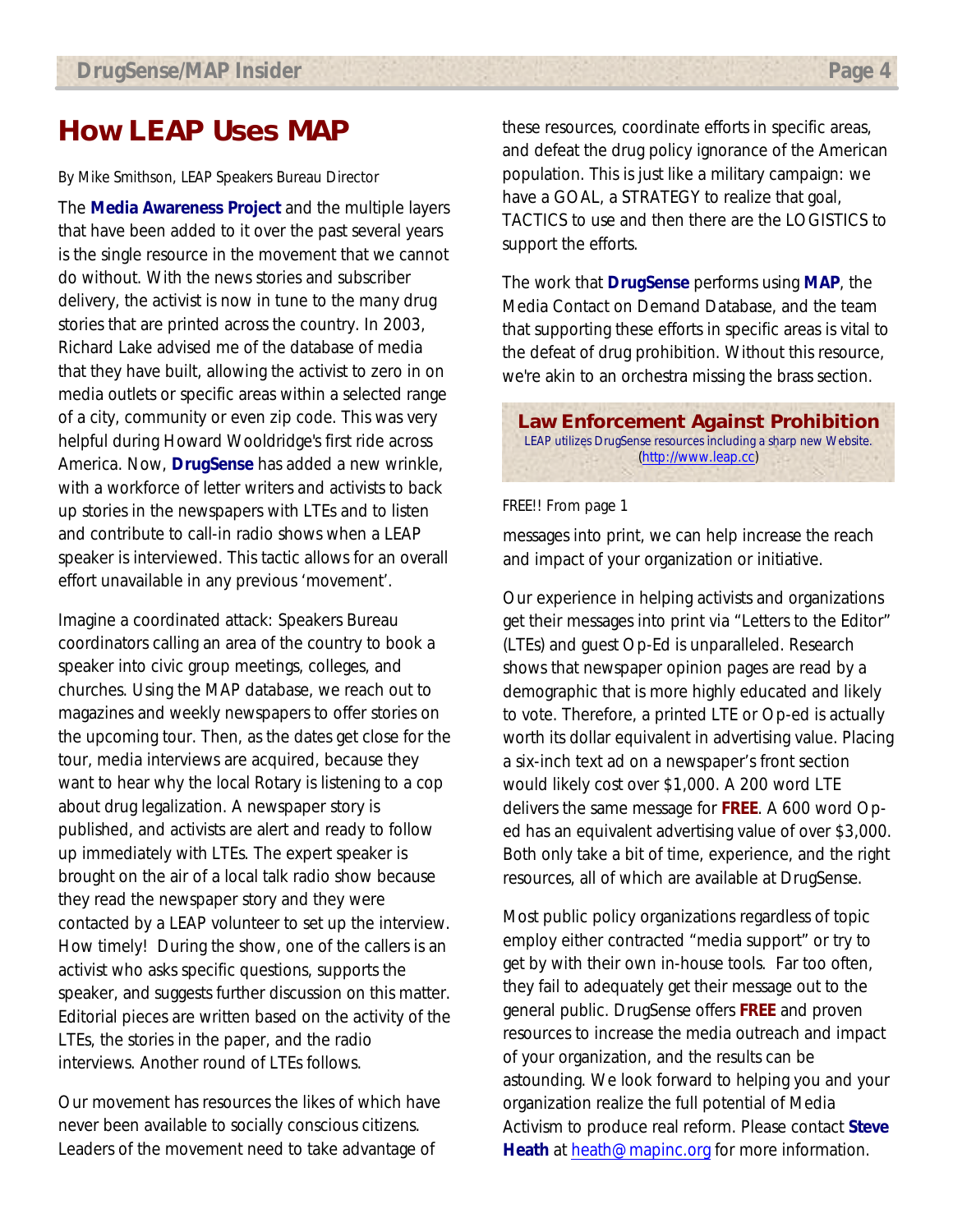# How LEAP Uses MAP

By Mike Smithson, LEAP Speakers Bureau Director

The **Media Awareness Project** and the multiple layers that have been added to it over the past several years is the single resource in the movement that we cannot do without. With the news stories and subscriber delivery, the activist is now in tune to the many drug stories that are printed across the country. In 2003, Richard Lake advised me of the database of media that they have built, allowing the activist to zero in on media outlets or specific areas within a selected range of a city, community or even zip code. This was very helpful during Howard Wooldridge's first ride across America. Now, **DrugSense** has added a new wrinkle, with a workforce of letter writers and activists to back up stories in the newspapers with LTEs and to listen and contribute to call-in radio shows when a LEAP speaker is interviewed. This tactic allows for an overall effort unavailable in any previous 'movement'.

Imagine a coordinated attack: Speakers Bureau coordinators calling an area of the country to book a speaker into civic group meetings, colleges, and churches. Using the MAP database, we reach out to magazines and weekly newspapers to offer stories on the upcoming tour. Then, as the dates get close for the tour, media interviews are acquired, because they want to hear why the local Rotary is listening to a cop about drug legalization. A newspaper story is published, and activists are alert and ready to follow up immediately with LTEs. The expert speaker is brought on the air of a local talk radio show because they read the newspaper story and they were contacted by a LEAP volunteer to set up the interview. How timely! During the show, one of the callers is an activist who asks specific questions, supports the speaker, and suggests further discussion on this matter. Editorial pieces are written based on the activity of the LTEs, the stories in the paper, and the radio interviews. Another round of LTEs follows.

Our movement has resources the likes of which have never been available to socially conscious citizens. Leaders of the movement need to take advantage of these resources, coordinate efforts in specific areas, and defeat the drug policy ignorance of the American population. This is just like a military campaign: we have a GOAL, a STRATEGY to realize that goal, TACTICS to use and then there are the LOGISTICS to support the efforts.

The work that **DrugSense** performs using **MAP**, the Media Contact on Demand Database, and the team that supporting these efforts in specific areas is vital to the defeat of drug prohibition. Without this resource, we're akin to an orchestra missing the brass section.

**Law Enforcement Against Prohibition**
LEAP utilizes DrugSense resources including a sharp new Website.
(http://www.leap.cc)

FREE!! From page 1

messages into print, we can help increase the reach and impact of your organization or initiative.

Our experience in helping activists and organizations get their messages into print via "Letters to the Editor" (LTEs) and guest Op-Ed is unparalleled. Research shows that newspaper opinion pages are read by a demographic that is more highly educated and likely to vote. Therefore, a printed LTE or Op-ed is actually worth its dollar equivalent in advertising value. Placing a six-inch text ad on a newspaper's front section would likely cost over $1,000. A 200 word LTE delivers the same message for **FREE**. A 600 word Op-ed has an equivalent advertising value of over $3,000. Both only take a bit of time, experience, and the right resources, all of which are available at DrugSense.

Most public policy organizations regardless of topic employ either contracted "media support" or try to get by with their own in-house tools. Far too often, they fail to adequately get their message out to the general public. DrugSense offers **FREE** and proven resources to increase the media outreach and impact of your organization, and the results can be astounding. We look forward to helping you and your organization realize the full potential of Media Activism to produce real reform. Please contact **Steve Heath** at heath@mapinc.org for more information.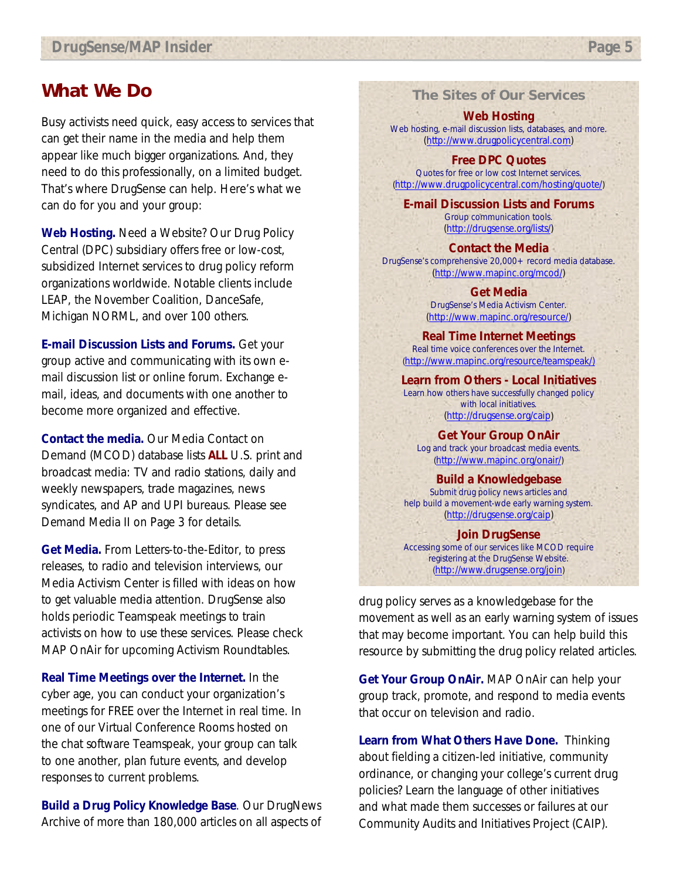## What We Do

Busy activists need quick, easy access to services that can get their name in the media and help them appear like much bigger organizations. And, they need to do this professionally, on a limited budget. That's where DrugSense can help. Here's what we can do for you and your group:

**Web Hosting.** Need a Website? Our Drug Policy Central (DPC) subsidiary offers free or low-cost, subsidized Internet services to drug policy reform organizations worldwide. Notable clients include LEAP, the November Coalition, DanceSafe, Michigan NORML, and over 100 others.

**E-mail Discussion Lists and Forums.** Get your group active and communicating with its own e-mail discussion list or online forum. Exchange e-mail, ideas, and documents with one another to become more organized and effective.

**Contact the media.** Our Media Contact on Demand (MCOD) database lists **ALL** U.S. print and broadcast media: TV and radio stations, daily and weekly newspapers, trade magazines, news syndicates, and AP and UPI bureaus. Please see Demand Media II on Page 3 for details.

**Get Media.** From Letters-to-the-Editor, to press releases, to radio and television interviews, our Media Activism Center is filled with ideas on how to get valuable media attention. DrugSense also holds periodic Teamspeak meetings to train activists on how to use these services. Please check MAP OnAir for upcoming Activism Roundtables.

**Real Time Meetings over the Internet.** In the cyber age, you can conduct your organization's meetings for FREE over the Internet in real time. In one of our Virtual Conference Rooms hosted on the chat software Teamspeak, your group can talk to one another, plan future events, and develop responses to current problems.

**Build a Drug Policy Knowledge Base**. Our DrugNews Archive of more than 180,000 articles on all aspects of drug policy serves as a knowledgebase for the movement as well as an early warning system of issues that may become important. You can help build this resource by submitting the drug policy related articles.

**Get Your Group OnAir.** MAP OnAir can help your group track, promote, and respond to media events that occur on television and radio.

**Learn from What Others Have Done.** Thinking about fielding a citizen-led initiative, community ordinance, or changing your college's current drug policies? Learn the language of other initiatives and what made them successes or failures at our Community Audits and Initiatives Project (CAIP).

### The Sites of Our Services

**Web Hosting**
Web hosting, e-mail discussion lists, databases, and more.
(http://www.drugpolicycentral.com)

**Free DPC Quotes**
Quotes for free or low cost Internet services.
(http://www.drugpolicycentral.com/hosting/quote/)

**E-mail Discussion Lists and Forums**
Group communication tools.
(http://drugsense.org/lists/)

**Contact the Media**
DrugSense's comprehensive 20,000+ record media database.
(http://www.mapinc.org/mcod/)

**Get Media**
DrugSense's Media Activism Center.
(http://www.mapinc.org/resource/)

**Real Time Internet Meetings**
Real time voice conferences over the Internet.
(http://www.mapinc.org/resource/teamspeak/)

**Learn from Others - Local Initiatives**
Learn how others have successfully changed policy with local initiatives.
(http://drugsense.org/caip)

**Get Your Group OnAir**
Log and track your broadcast media events.
(http://www.mapinc.org/onair/)

**Build a Knowledgebase**
Submit drug policy news articles and help build a movement-wde early warning system.
(http://drugsense.org/caip)

**Join DrugSense**
Accessing some of our services like MCOD require registering at the DrugSense Website.
(http://www.drugsense.org/join)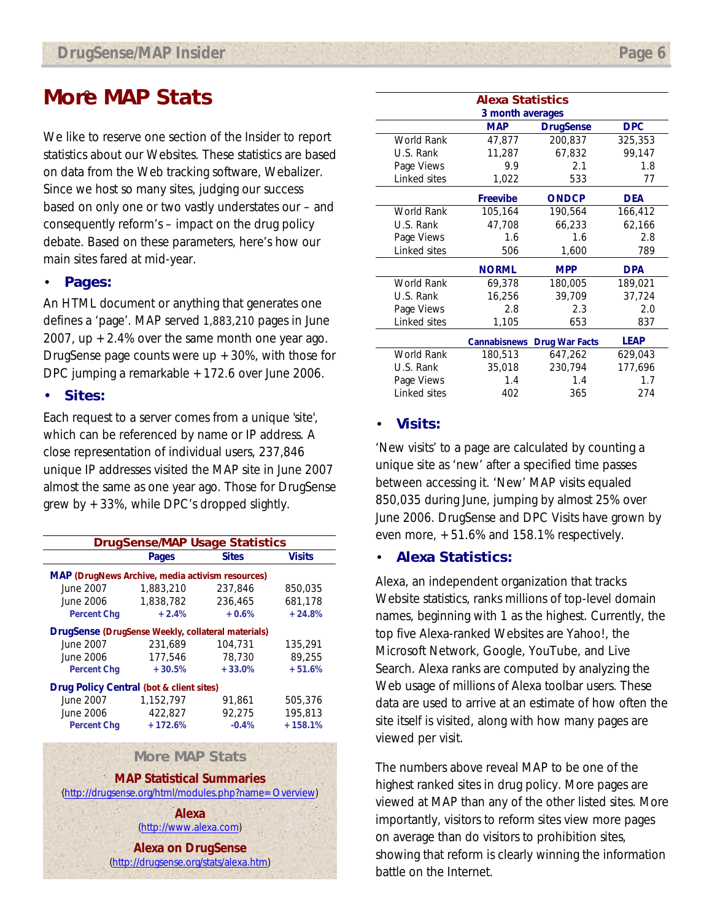# More MAP Stats

We like to reserve one section of the Insider to report statistics about our Websites. These statistics are based on data from the Web tracking software, Webalizer. Since we host so many sites, judging our success based on only one or two vastly understates our – and consequently reform's – impact on the drug policy debate. Based on these parameters, here's how our main sites fared at mid-year.

- **Pages:**

An HTML document or anything that generates one defines a 'page'. MAP served 1,883,210 pages in June 2007, up +2.4% over the same month one year ago. DrugSense page counts were up +30%, with those for DPC jumping a remarkable +172.6 over June 2006.

- **Sites:**

Each request to a server comes from a unique 'site', which can be referenced by name or IP address. A close representation of individual users, 237,846 unique IP addresses visited the MAP site in June 2007 almost the same as one year ago. Those for DrugSense grew by +33%, while DPC's dropped slightly.

**DrugSense/MAP Usage Statistics**

| | Pages | Sites | Visits |
|---|---|---|---|
| **MAP** (DrugNews Archive, media activism resources) | | | |
| June 2007 | 1,883,210 | 237,846 | 850,035 |
| June 2006 | 1,838,782 | 236,465 | 681,178 |
| Percent Chg | +2.4% | +0.6% | +24.8% |
| **DrugSense** (DrugSense Weekly, collateral materials) | | | |
| June 2007 | 231,689 | 104,731 | 135,291 |
| June 2006 | 177,546 | 78,730 | 89,255 |
| Percent Chg | +30.5% | +33.0% | +51.6% |
| **Drug Policy Central** (bot & client sites) | | | |
| June 2007 | 1,152,797 | 91,861 | 505,376 |
| June 2006 | 422,827 | 92,275 | 195,813 |
| Percent Chg | +172.6% | -0.4% | +158.1% |

**More MAP Stats**

**MAP Statistical Summaries**
(http://drugsense.org/html/modules.php?name=Overview)

**Alexa**
(http://www.alexa.com)

**Alexa on DrugSense**
(http://drugsense.org/stats/alexa.htm)

**Alexa Statistics**
**3 month averages**

| | MAP | DrugSense | DPC |
|---|---|---|---|
| World Rank | 47,877 | 200,837 | 325,353 |
| U.S. Rank | 11,287 | 67,832 | 99,147 |
| Page Views | 9.9 | 2.1 | 1.8 |
| Linked sites | 1,022 | 533 | 77 |
| | **Freevibe** | **ONDCP** | **DEA** |
| World Rank | 105,164 | 190,564 | 166,412 |
| U.S. Rank | 47,708 | 66,233 | 62,166 |
| Page Views | 1.6 | 1.6 | 2.8 |
| Linked sites | 506 | 1,600 | 789 |
| | **NORML** | **MPP** | **DPA** |
| World Rank | 69,378 | 180,005 | 189,021 |
| U.S. Rank | 16,256 | 39,709 | 37,724 |
| Page Views | 2.8 | 2.3 | 2.0 |
| Linked sites | 1,105 | 653 | 837 |
| | **Cannabisnews** | **Drug War Facts** | **LEAP** |
| World Rank | 180,513 | 647,262 | 629,043 |
| U.S. Rank | 35,018 | 230,794 | 177,696 |
| Page Views | 1.4 | 1.4 | 1.7 |
| Linked sites | 402 | 365 | 274 |

- **Visits:**

'New visits' to a page are calculated by counting a unique site as 'new' after a specified time passes between accessing it. 'New' MAP visits equaled 850,035 during June, jumping by almost 25% over June 2006. DrugSense and DPC Visits have grown by even more, +51.6% and 158.1% respectively.

- **Alexa Statistics:**

Alexa, an independent organization that tracks Website statistics, ranks millions of top-level domain names, beginning with 1 as the highest. Currently, the top five Alexa-ranked Websites are Yahoo!, the Microsoft Network, Google, YouTube, and Live Search. Alexa ranks are computed by analyzing the Web usage of millions of Alexa toolbar users. These data are used to arrive at an estimate of how often the site itself is visited, along with how many pages are viewed per visit.

The numbers above reveal MAP to be one of the highest ranked sites in drug policy. More pages are viewed at MAP than any of the other listed sites. More importantly, visitors to reform sites view more pages on average than do visitors to prohibition sites, showing that reform is clearly winning the information battle on the Internet.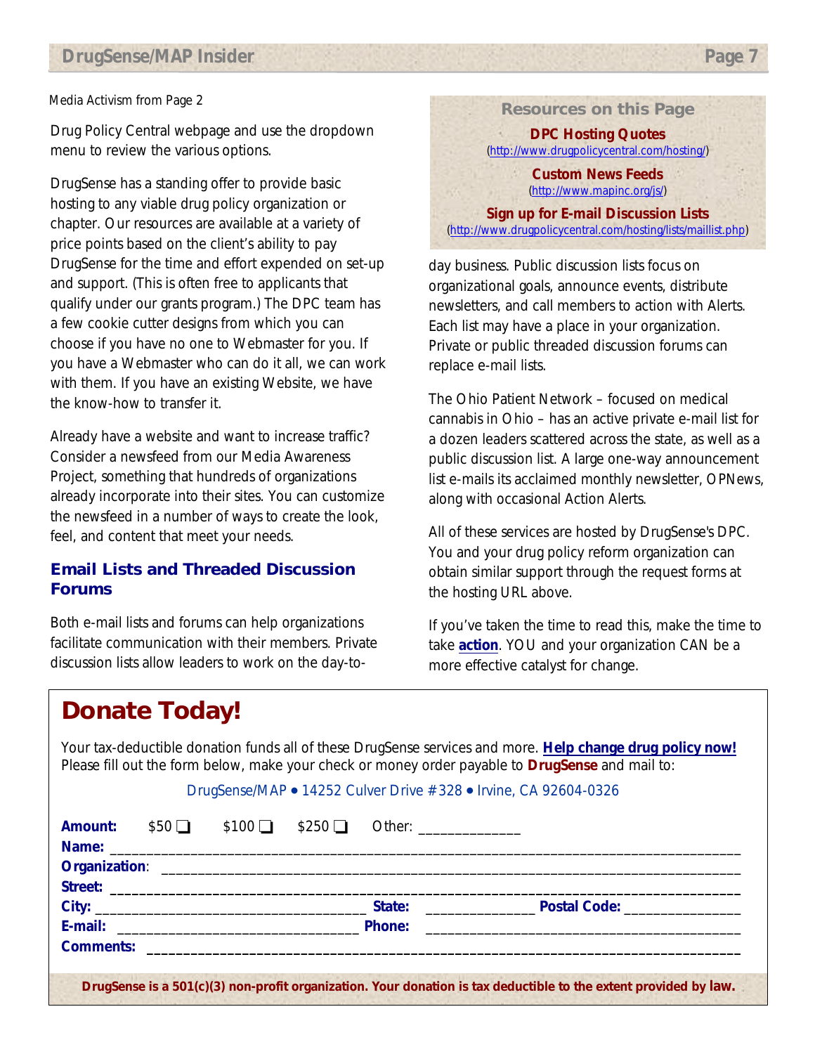Media Activism from Page 2

Drug Policy Central webpage and use the dropdown menu to review the various options.

DrugSense has a standing offer to provide basic hosting to any viable drug policy organization or chapter. Our resources are available at a variety of price points based on the client's ability to pay DrugSense for the time and effort expended on set-up and support. (This is often free to applicants that qualify under our grants program.) The DPC team has a few cookie cutter designs from which you can choose if you have no one to Webmaster for you. If you have a Webmaster who can do it all, we can work with them. If you have an existing Website, we have the know-how to transfer it.

Already have a website and want to increase traffic? Consider a newsfeed from our Media Awareness Project, something that hundreds of organizations already incorporate into their sites. You can customize the newsfeed in a number of ways to create the look, feel, and content that meet your needs.

## Email Lists and Threaded Discussion Forums

Both e-mail lists and forums can help organizations facilitate communication with their members. Private discussion lists allow leaders to work on the day-to-day business. Public discussion lists focus on organizational goals, announce events, distribute newsletters, and call members to action with Alerts. Each list may have a place in your organization. Private or public threaded discussion forums can replace e-mail lists.

> **Resources on this Page**
>
> **DPC Hosting Quotes**
> (http://www.drugpolicycentral.com/hosting/)
>
> **Custom News Feeds**
> (http://www.mapinc.org/js/)
>
> **Sign up for E-mail Discussion Lists**
> (http://www.drugpolicycentral.com/hosting/lists/maillist.php)

The Ohio Patient Network – focused on medical cannabis in Ohio – has an active private e-mail list for a dozen leaders scattered across the state, as well as a public discussion list. A large one-way announcement list e-mails its acclaimed monthly newsletter, OPNews, along with occasional Action Alerts.

All of these services are hosted by DrugSense's DPC. You and your drug policy reform organization can obtain similar support through the request forms at the hosting URL above.

If you've taken the time to read this, make the time to take **action**. YOU and your organization CAN be a more effective catalyst for change.

# Donate Today!

Your tax-deductible donation funds all of these DrugSense services and more. **Help change drug policy now!** Please fill out the form below, make your check or money order payable to **DrugSense** and mail to:

DrugSense/MAP • 14252 Culver Drive #328 • Irvine, CA 92604-0326

**Amount:** $50 ❑ $100 ❑ $250 ❑ Other: ______________

**Name:** ______________________________

**Organization**: ______________________________

**Street:** ______________________________

**City:** ____________________ **State:** ______________ **Postal Code:** ______________

**E-mail:** ____________________ **Phone:** ______________________________

**Comments:** ______________________________

**DrugSense is a 501(c)(3) non-profit organization. Your donation is tax deductible to the extent provided by law.**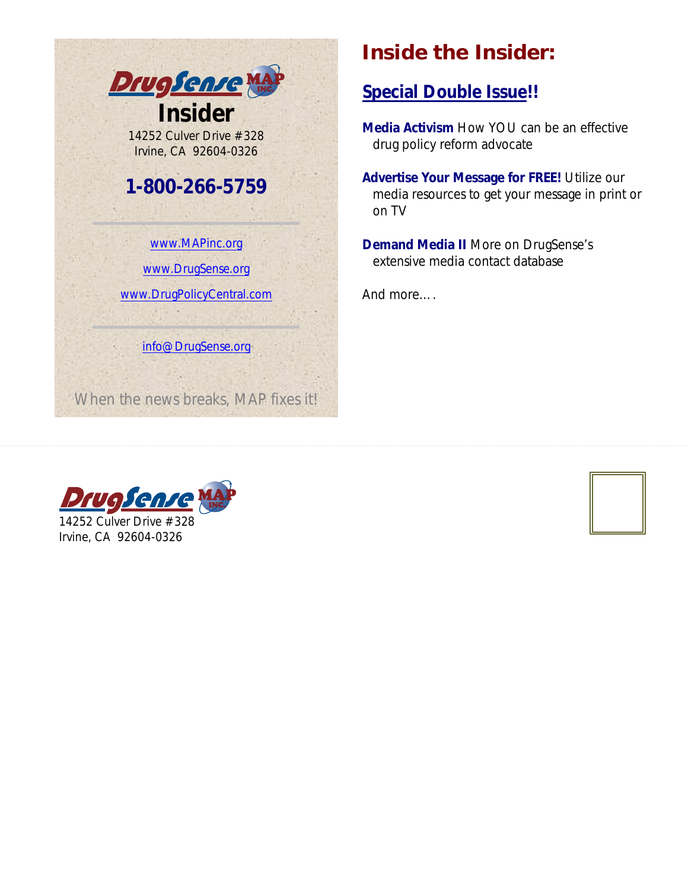DrugSense MAP Inc.

# Insider

14252 Culver Drive #328
Irvine, CA 92604-0326

**1-800-266-5759**

---

www.MAPinc.org

www.DrugSense.org

www.DrugPolicyCentral.com

---

info@DrugSense.org

When the news breaks, MAP fixes it!

## Inside the Insider:

### Special Double Issue!!

**Media Activism** How YOU can be an effective drug policy reform advocate

**Advertise Your Message for FREE!** Utilize our media resources to get your message in print or on TV

**Demand Media II** More on DrugSense's extensive media contact database

And more….

DrugSense MAP Inc.
14252 Culver Drive #328
Irvine, CA 92604-0326